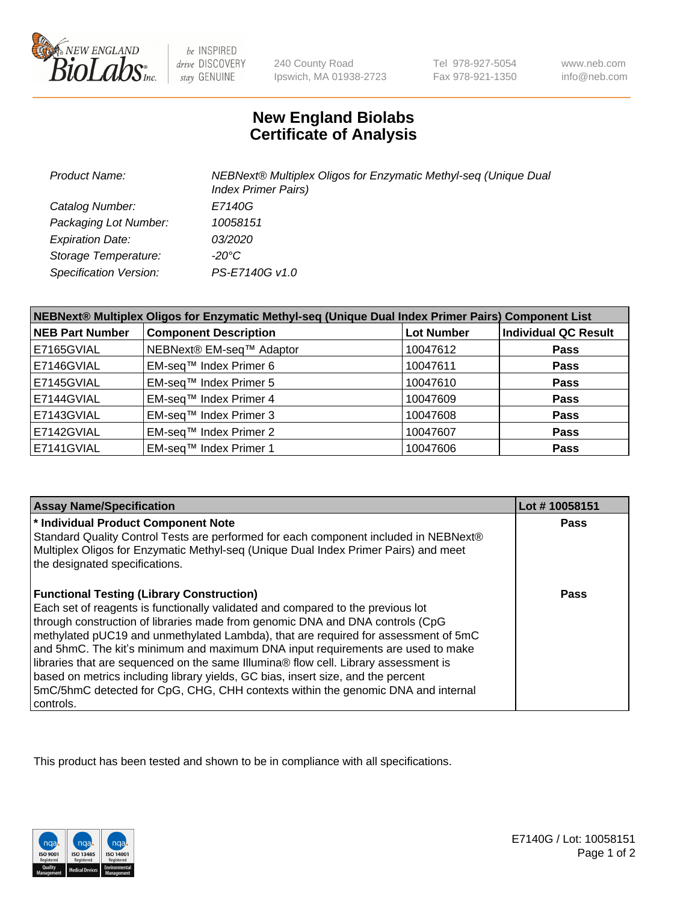# New England Biolabs Certificate of Analysis

| | |
|---|---|
| *Product Name:* | *NEBNext® Multiplex Oligos for Enzymatic Methyl-seq (Unique Dual Index Primer Pairs)* |
| *Catalog Number:* | *E7140G* |
| *Packaging Lot Number:* | *10058151* |
| *Expiration Date:* | *03/2020* |
| *Storage Temperature:* | *-20°C* |
| *Specification Version:* | *PS-E7140G v1.0* |

| NEBNext® Multiplex Oligos for Enzymatic Methyl-seq (Unique Dual Index Primer Pairs) Component List | | | |
|---|---|---|---|
| **NEB Part Number** | **Component Description** | **Lot Number** | **Individual QC Result** |
| E7165GVIAL | NEBNext® EM-seq™ Adaptor | 10047612 | **Pass** |
| E7146GVIAL | EM-seq™ Index Primer 6 | 10047611 | **Pass** |
| E7145GVIAL | EM-seq™ Index Primer 5 | 10047610 | **Pass** |
| E7144GVIAL | EM-seq™ Index Primer 4 | 10047609 | **Pass** |
| E7143GVIAL | EM-seq™ Index Primer 3 | 10047608 | **Pass** |
| E7142GVIAL | EM-seq™ Index Primer 2 | 10047607 | **Pass** |
| E7141GVIAL | EM-seq™ Index Primer 1 | 10047606 | **Pass** |

| Assay Name/Specification | Lot # 10058151 |
|---|---|
| **\* Individual Product Component Note**<br>Standard Quality Control Tests are performed for each component included in NEBNext® Multiplex Oligos for Enzymatic Methyl-seq (Unique Dual Index Primer Pairs) and meet the designated specifications. | **Pass** |
| **Functional Testing (Library Construction)**<br>Each set of reagents is functionally validated and compared to the previous lot through construction of libraries made from genomic DNA and DNA controls (CpG methylated pUC19 and unmethylated Lambda), that are required for assessment of 5mC and 5hmC. The kit's minimum and maximum DNA input requirements are used to make libraries that are sequenced on the same Illumina® flow cell. Library assessment is based on metrics including library yields, GC bias, insert size, and the percent 5mC/5hmC detected for CpG, CHG, CHH contexts within the genomic DNA and internal controls. | **Pass** |

This product has been tested and shown to be in compliance with all specifications.

E7140G / Lot: 10058151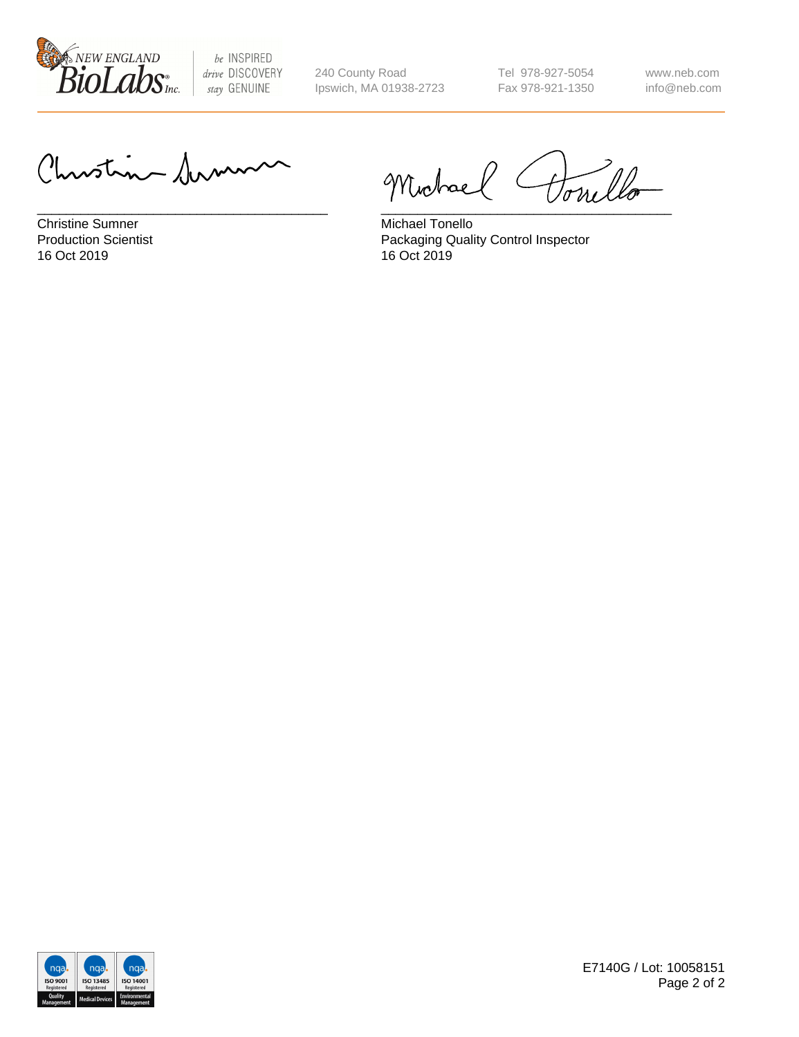NEW ENGLAND BioLabs Inc.

be INSPIRED drive DISCOVERY stay GENUINE

240 County Road
Ipswich, MA 01938-2723

Tel 978-927-5054
Fax 978-921-1350

www.neb.com
info@neb.com

______________________________
Christine Sumner
Production Scientist
16 Oct 2019

______________________________
Michael Tonello
Packaging Quality Control Inspector
16 Oct 2019

ISO 9001 Registered Quality Management | ISO 13485 Registered Medical Devices | ISO 14001 Registered Environmental Management

E7140G / Lot: 10058151